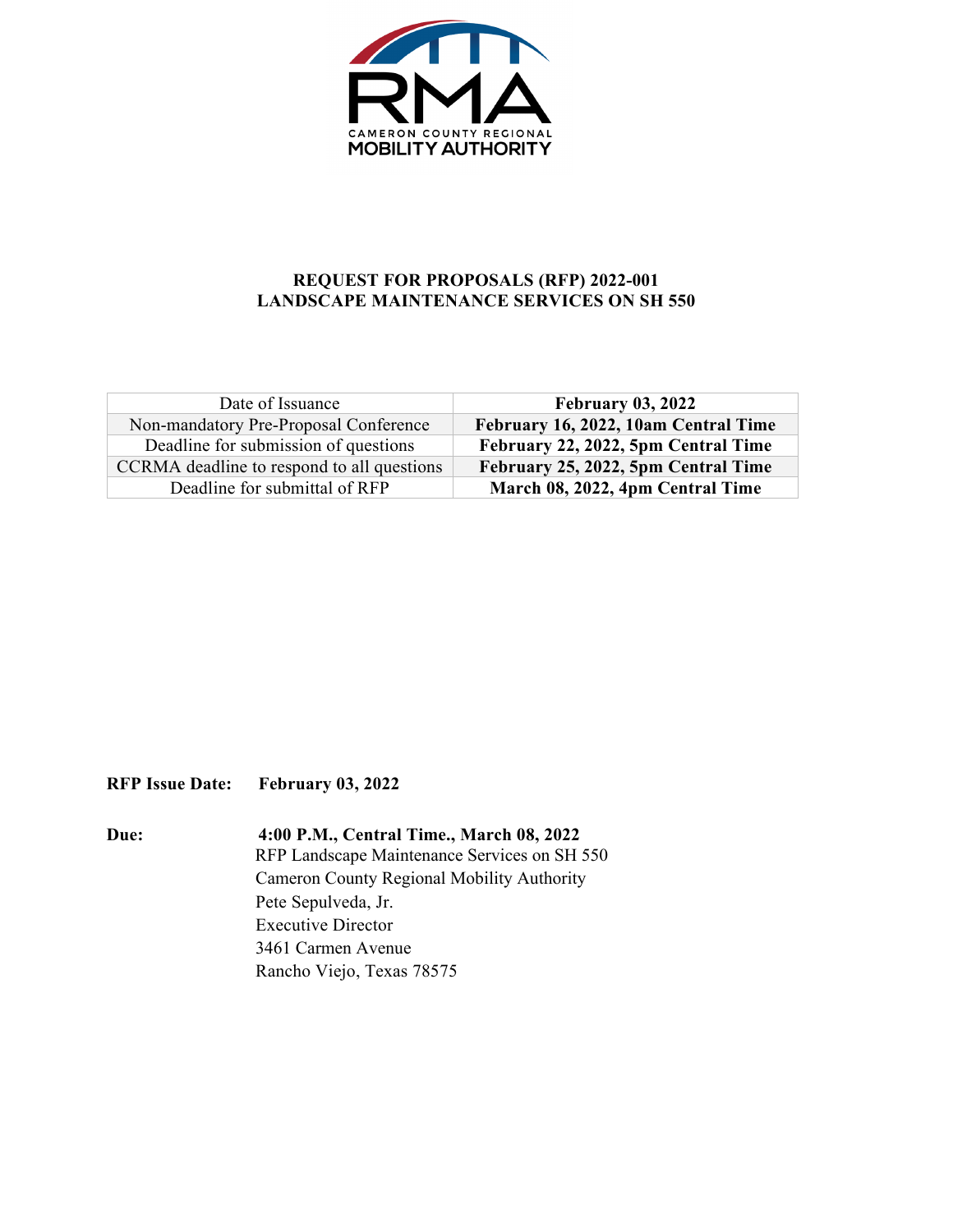RMA

CAMERON COUNTY REGIONAL MOBILITY AUTHORITY

# REQUEST FOR PROPOSALS (RFP) 2022-001
# LANDSCAPE MAINTENANCE SERVICES ON SH 550

| Date of Issuance | **February 03, 2022** |
|---|---|
| Non-mandatory Pre-Proposal Conference | **February 16, 2022, 10am Central Time** |
| Deadline for submission of questions | **February 22, 2022, 5pm Central Time** |
| CCRMA deadline to respond to all questions | **February 25, 2022, 5pm Central Time** |
| Deadline for submittal of RFP | **March 08, 2022, 4pm Central Time** |

**RFP Issue Date:** **February 03, 2022**

**Due:** **4:00 P.M., Central Time., March 08, 2022**
RFP Landscape Maintenance Services on SH 550
Cameron County Regional Mobility Authority
Pete Sepulveda, Jr.
Executive Director
3461 Carmen Avenue
Rancho Viejo, Texas 78575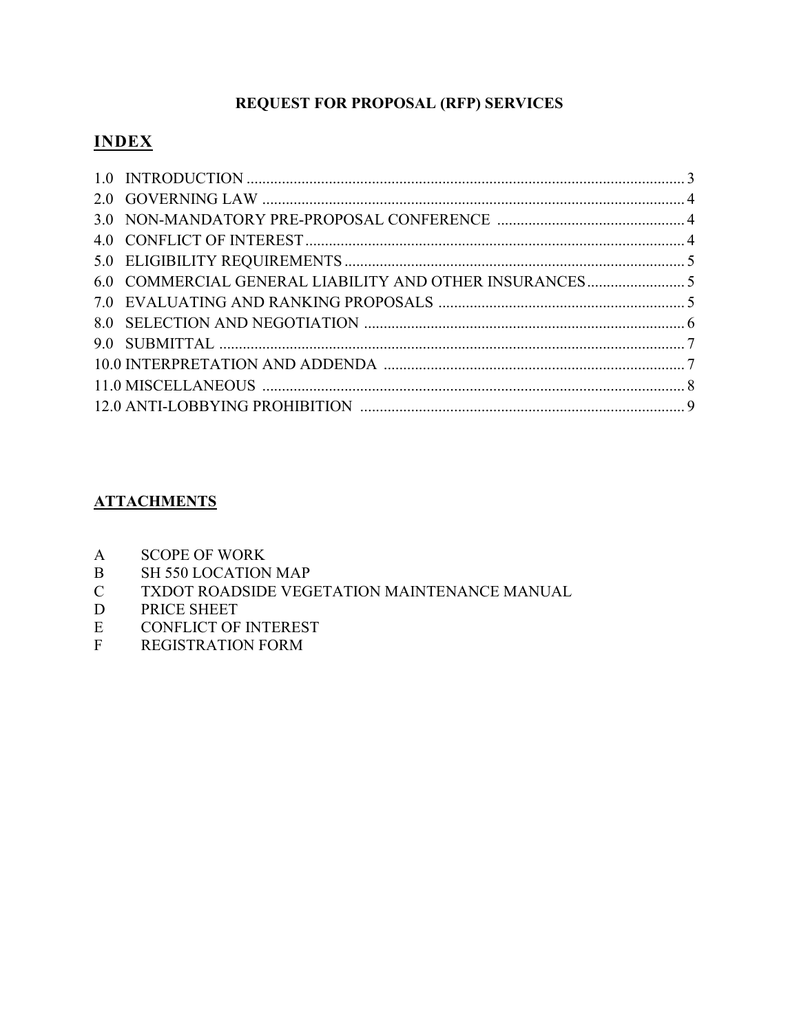**REQUEST FOR PROPOSAL (RFP) SERVICES**

## INDEX

| | |
|---|---|
| 1.0 INTRODUCTION | 3 |
| 2.0 GOVERNING LAW | 4 |
| 3.0 NON-MANDATORY PRE-PROPOSAL CONFERENCE | 4 |
| 4.0 CONFLICT OF INTEREST | 4 |
| 5.0 ELIGIBILITY REQUIREMENTS | 5 |
| 6.0 COMMERCIAL GENERAL LIABILITY AND OTHER INSURANCES | 5 |
| 7.0 EVALUATING AND RANKING PROPOSALS | 5 |
| 8.0 SELECTION AND NEGOTIATION | 6 |
| 9.0 SUBMITTAL | 7 |
| 10.0 INTERPRETATION AND ADDENDA | 7 |
| 11.0 MISCELLANEOUS | 8 |
| 12.0 ANTI-LOBBYING PROHIBITION | 9 |

## ATTACHMENTS

A SCOPE OF WORK
B SH 550 LOCATION MAP
C TXDOT ROADSIDE VEGETATION MAINTENANCE MANUAL
D PRICE SHEET
E CONFLICT OF INTEREST
F REGISTRATION FORM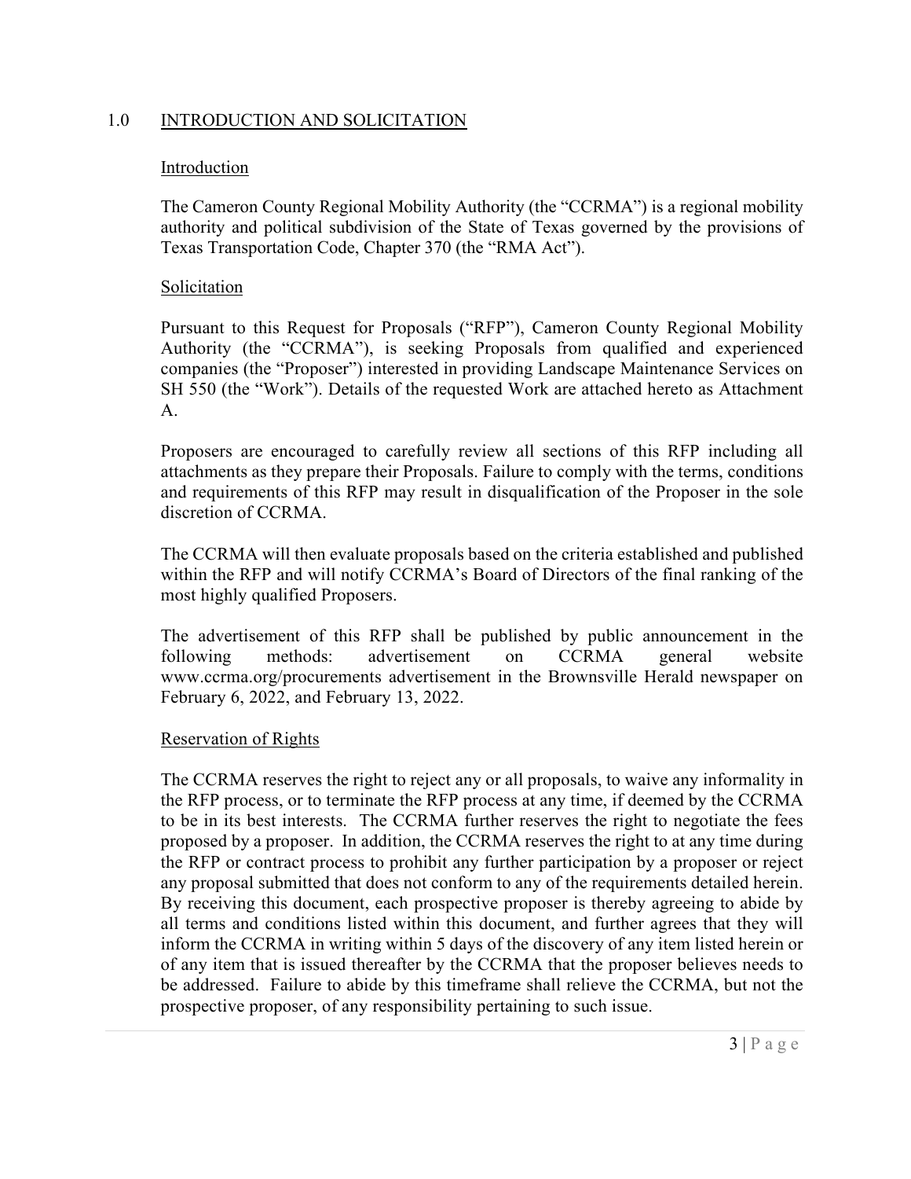## 1.0 INTRODUCTION AND SOLICITATION

### Introduction

The Cameron County Regional Mobility Authority (the "CCRMA") is a regional mobility authority and political subdivision of the State of Texas governed by the provisions of Texas Transportation Code, Chapter 370 (the "RMA Act").

### Solicitation

Pursuant to this Request for Proposals ("RFP"), Cameron County Regional Mobility Authority (the "CCRMA"), is seeking Proposals from qualified and experienced companies (the "Proposer") interested in providing Landscape Maintenance Services on SH 550 (the "Work"). Details of the requested Work are attached hereto as Attachment A.

Proposers are encouraged to carefully review all sections of this RFP including all attachments as they prepare their Proposals. Failure to comply with the terms, conditions and requirements of this RFP may result in disqualification of the Proposer in the sole discretion of CCRMA.

The CCRMA will then evaluate proposals based on the criteria established and published within the RFP and will notify CCRMA's Board of Directors of the final ranking of the most highly qualified Proposers.

The advertisement of this RFP shall be published by public announcement in the following methods: advertisement on CCRMA general website www.ccrma.org/procurements advertisement in the Brownsville Herald newspaper on February 6, 2022, and February 13, 2022.

### Reservation of Rights

The CCRMA reserves the right to reject any or all proposals, to waive any informality in the RFP process, or to terminate the RFP process at any time, if deemed by the CCRMA to be in its best interests. The CCRMA further reserves the right to negotiate the fees proposed by a proposer. In addition, the CCRMA reserves the right to at any time during the RFP or contract process to prohibit any further participation by a proposer or reject any proposal submitted that does not conform to any of the requirements detailed herein. By receiving this document, each prospective proposer is thereby agreeing to abide by all terms and conditions listed within this document, and further agrees that they will inform the CCRMA in writing within 5 days of the discovery of any item listed herein or of any item that is issued thereafter by the CCRMA that the proposer believes needs to be addressed. Failure to abide by this timeframe shall relieve the CCRMA, but not the prospective proposer, of any responsibility pertaining to such issue.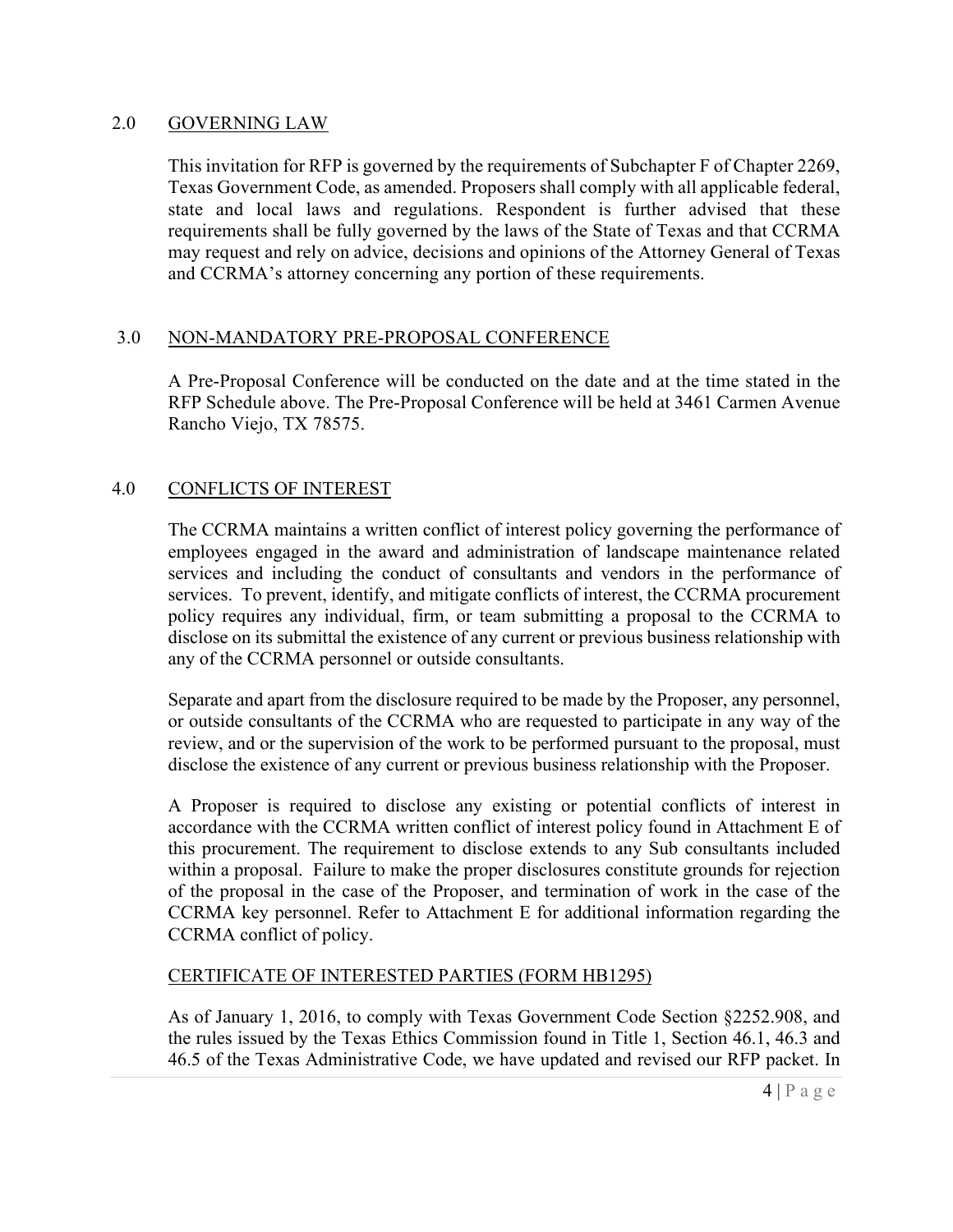## 2.0 GOVERNING LAW

This invitation for RFP is governed by the requirements of Subchapter F of Chapter 2269, Texas Government Code, as amended. Proposers shall comply with all applicable federal, state and local laws and regulations. Respondent is further advised that these requirements shall be fully governed by the laws of the State of Texas and that CCRMA may request and rely on advice, decisions and opinions of the Attorney General of Texas and CCRMA's attorney concerning any portion of these requirements.

## 3.0 NON-MANDATORY PRE-PROPOSAL CONFERENCE

A Pre-Proposal Conference will be conducted on the date and at the time stated in the RFP Schedule above. The Pre-Proposal Conference will be held at 3461 Carmen Avenue Rancho Viejo, TX 78575.

## 4.0 CONFLICTS OF INTEREST

The CCRMA maintains a written conflict of interest policy governing the performance of employees engaged in the award and administration of landscape maintenance related services and including the conduct of consultants and vendors in the performance of services. To prevent, identify, and mitigate conflicts of interest, the CCRMA procurement policy requires any individual, firm, or team submitting a proposal to the CCRMA to disclose on its submittal the existence of any current or previous business relationship with any of the CCRMA personnel or outside consultants.

Separate and apart from the disclosure required to be made by the Proposer, any personnel, or outside consultants of the CCRMA who are requested to participate in any way of the review, and or the supervision of the work to be performed pursuant to the proposal, must disclose the existence of any current or previous business relationship with the Proposer.

A Proposer is required to disclose any existing or potential conflicts of interest in accordance with the CCRMA written conflict of interest policy found in Attachment E of this procurement. The requirement to disclose extends to any Sub consultants included within a proposal. Failure to make the proper disclosures constitute grounds for rejection of the proposal in the case of the Proposer, and termination of work in the case of the CCRMA key personnel. Refer to Attachment E for additional information regarding the CCRMA conflict of policy.

### CERTIFICATE OF INTERESTED PARTIES (FORM HB1295)

As of January 1, 2016, to comply with Texas Government Code Section §2252.908, and the rules issued by the Texas Ethics Commission found in Title 1, Section 46.1, 46.3 and 46.5 of the Texas Administrative Code, we have updated and revised our RFP packet. In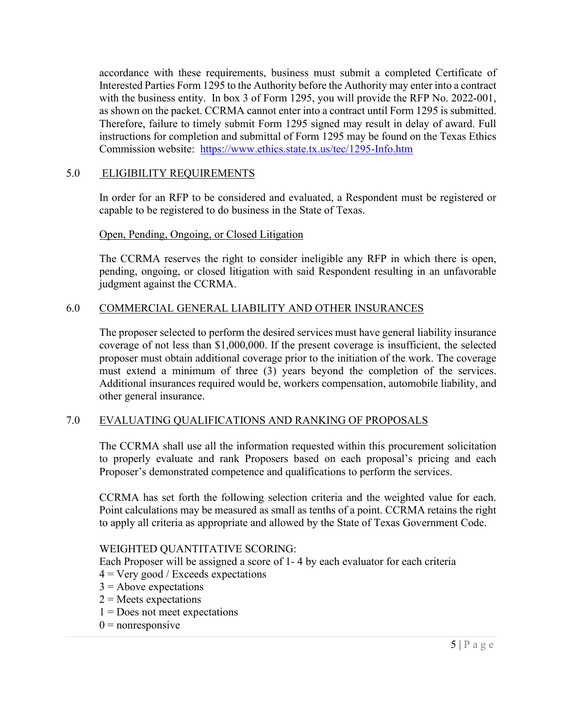accordance with these requirements, business must submit a completed Certificate of Interested Parties Form 1295 to the Authority before the Authority may enter into a contract with the business entity. In box 3 of Form 1295, you will provide the RFP No. 2022-001, as shown on the packet. CCRMA cannot enter into a contract until Form 1295 is submitted. Therefore, failure to timely submit Form 1295 signed may result in delay of award. Full instructions for completion and submittal of Form 1295 may be found on the Texas Ethics Commission website: https://www.ethics.state.tx.us/tec/1295-Info.htm

## 5.0 ELIGIBILITY REQUIREMENTS

In order for an RFP to be considered and evaluated, a Respondent must be registered or capable to be registered to do business in the State of Texas.

Open, Pending, Ongoing, or Closed Litigation

The CCRMA reserves the right to consider ineligible any RFP in which there is open, pending, ongoing, or closed litigation with said Respondent resulting in an unfavorable judgment against the CCRMA.

## 6.0 COMMERCIAL GENERAL LIABILITY AND OTHER INSURANCES

The proposer selected to perform the desired services must have general liability insurance coverage of not less than $1,000,000. If the present coverage is insufficient, the selected proposer must obtain additional coverage prior to the initiation of the work. The coverage must extend a minimum of three (3) years beyond the completion of the services. Additional insurances required would be, workers compensation, automobile liability, and other general insurance.

## 7.0 EVALUATING QUALIFICATIONS AND RANKING OF PROPOSALS

The CCRMA shall use all the information requested within this procurement solicitation to properly evaluate and rank Proposers based on each proposal's pricing and each Proposer's demonstrated competence and qualifications to perform the services.

CCRMA has set forth the following selection criteria and the weighted value for each. Point calculations may be measured as small as tenths of a point. CCRMA retains the right to apply all criteria as appropriate and allowed by the State of Texas Government Code.

WEIGHTED QUANTITATIVE SCORING:
Each Proposer will be assigned a score of 1- 4 by each evaluator for each criteria
4 = Very good / Exceeds expectations
3 = Above expectations
2 = Meets expectations
1 = Does not meet expectations
0 = nonresponsive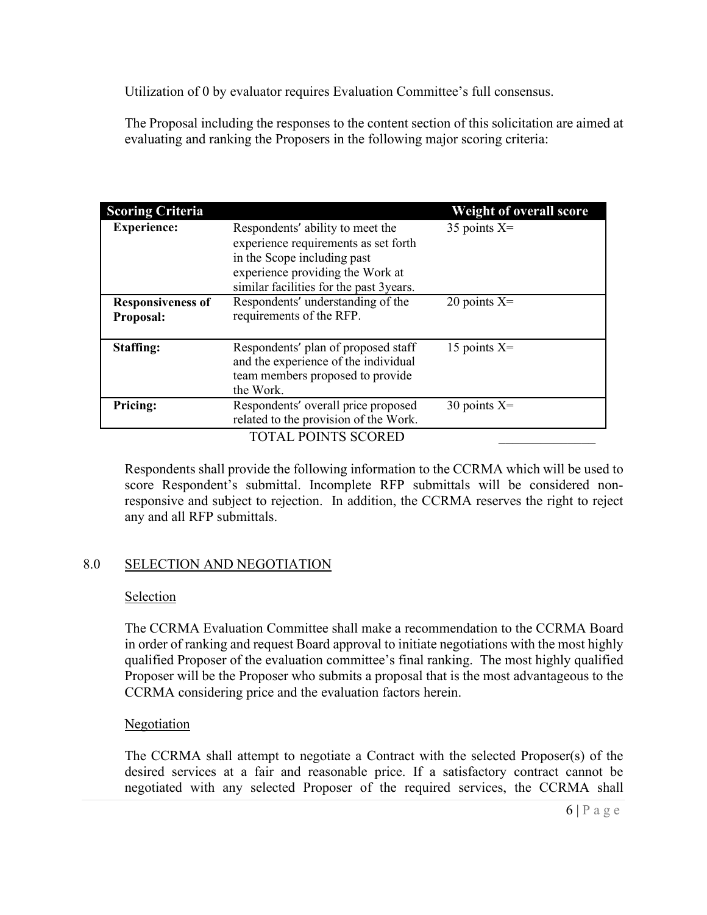Utilization of 0 by evaluator requires Evaluation Committee's full consensus.

The Proposal including the responses to the content section of this solicitation are aimed at evaluating and ranking the Proposers in the following major scoring criteria:

| Scoring Criteria | | Weight of overall score |
|---|---|---|
| **Experience:** | Respondents' ability to meet the experience requirements as set forth in the Scope including past experience providing the Work at similar facilities for the past 3years. | 35 points X= |
| **Responsiveness of Proposal:** | Respondents' understanding of the requirements of the RFP. | 20 points X= |
| **Staffing:** | Respondents' plan of proposed staff and the experience of the individual team members proposed to provide the Work. | 15 points X= |
| **Pricing:** | Respondents' overall price proposed related to the provision of the Work. | 30 points X= |
| | TOTAL POINTS SCORED | _______________ |

Respondents shall provide the following information to the CCRMA which will be used to score Respondent's submittal. Incomplete RFP submittals will be considered non-responsive and subject to rejection. In addition, the CCRMA reserves the right to reject any and all RFP submittals.

## 8.0 SELECTION AND NEGOTIATION

### Selection

The CCRMA Evaluation Committee shall make a recommendation to the CCRMA Board in order of ranking and request Board approval to initiate negotiations with the most highly qualified Proposer of the evaluation committee's final ranking. The most highly qualified Proposer will be the Proposer who submits a proposal that is the most advantageous to the CCRMA considering price and the evaluation factors herein.

### Negotiation

The CCRMA shall attempt to negotiate a Contract with the selected Proposer(s) of the desired services at a fair and reasonable price. If a satisfactory contract cannot be negotiated with any selected Proposer of the required services, the CCRMA shall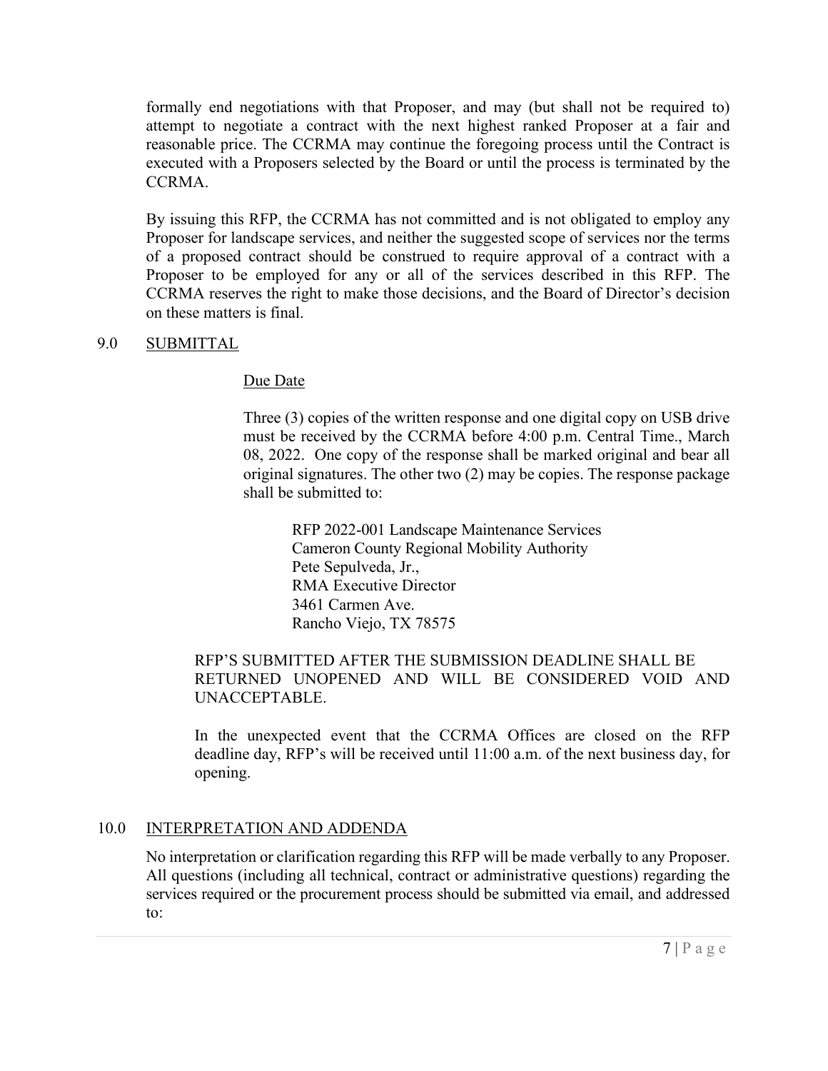formally end negotiations with that Proposer, and may (but shall not be required to) attempt to negotiate a contract with the next highest ranked Proposer at a fair and reasonable price. The CCRMA may continue the foregoing process until the Contract is executed with a Proposers selected by the Board or until the process is terminated by the CCRMA.

By issuing this RFP, the CCRMA has not committed and is not obligated to employ any Proposer for landscape services, and neither the suggested scope of services nor the terms of a proposed contract should be construed to require approval of a contract with a Proposer to be employed for any or all of the services described in this RFP. The CCRMA reserves the right to make those decisions, and the Board of Director's decision on these matters is final.

## 9.0 SUBMITTAL

### Due Date

Three (3) copies of the written response and one digital copy on USB drive must be received by the CCRMA before 4:00 p.m. Central Time., March 08, 2022. One copy of the response shall be marked original and bear all original signatures. The other two (2) may be copies. The response package shall be submitted to:

RFP 2022-001 Landscape Maintenance Services
Cameron County Regional Mobility Authority
Pete Sepulveda, Jr.,
RMA Executive Director
3461 Carmen Ave.
Rancho Viejo, TX 78575

RFP'S SUBMITTED AFTER THE SUBMISSION DEADLINE SHALL BE RETURNED UNOPENED AND WILL BE CONSIDERED VOID AND UNACCEPTABLE.

In the unexpected event that the CCRMA Offices are closed on the RFP deadline day, RFP's will be received until 11:00 a.m. of the next business day, for opening.

## 10.0 INTERPRETATION AND ADDENDA

No interpretation or clarification regarding this RFP will be made verbally to any Proposer. All questions (including all technical, contract or administrative questions) regarding the services required or the procurement process should be submitted via email, and addressed to: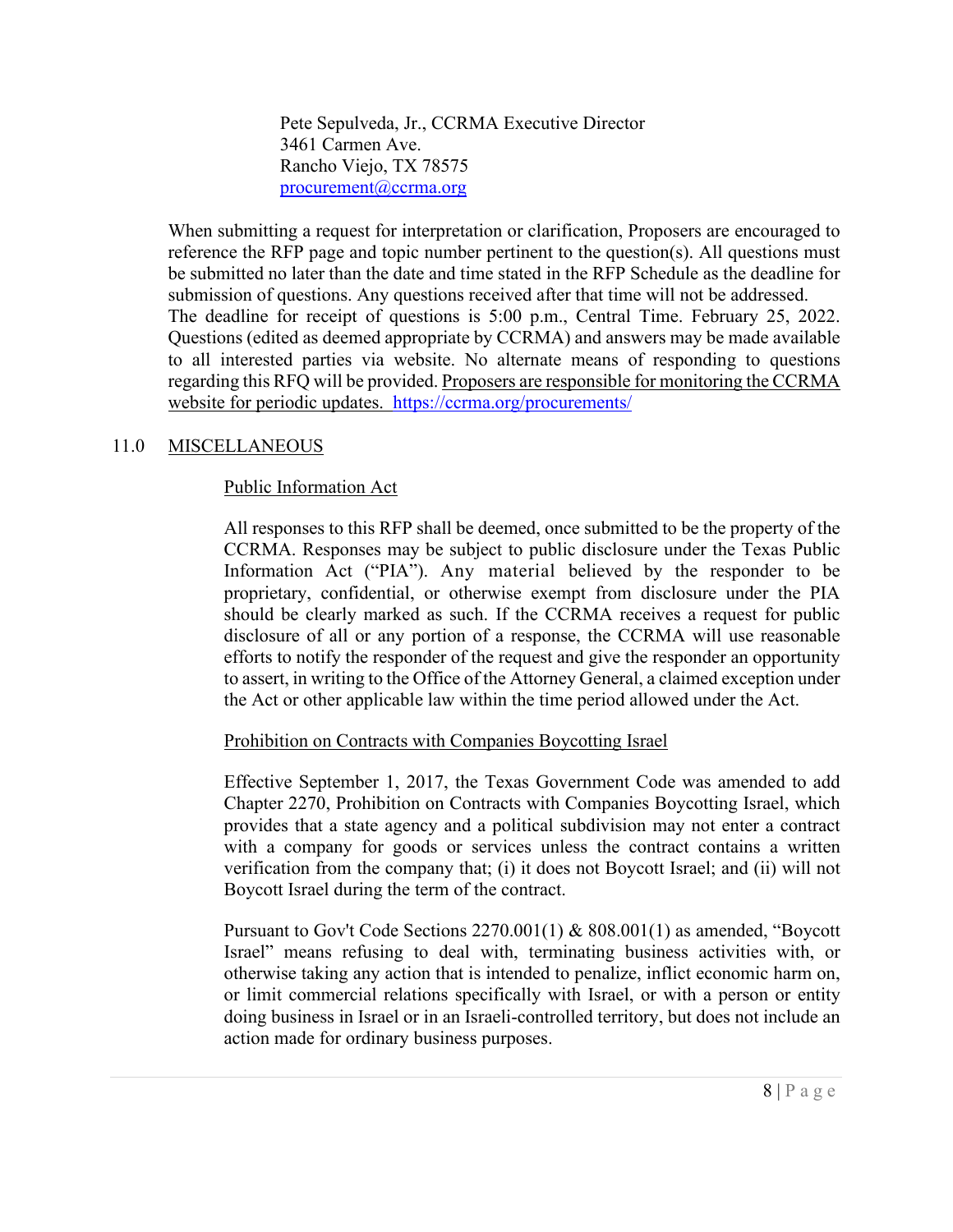Pete Sepulveda, Jr., CCRMA Executive Director
3461 Carmen Ave.
Rancho Viejo, TX 78575
procurement@ccrma.org

When submitting a request for interpretation or clarification, Proposers are encouraged to reference the RFP page and topic number pertinent to the question(s). All questions must be submitted no later than the date and time stated in the RFP Schedule as the deadline for submission of questions. Any questions received after that time will not be addressed. The deadline for receipt of questions is 5:00 p.m., Central Time. February 25, 2022. Questions (edited as deemed appropriate by CCRMA) and answers may be made available to all interested parties via website. No alternate means of responding to questions regarding this RFQ will be provided. Proposers are responsible for monitoring the CCRMA website for periodic updates. https://ccrma.org/procurements/

## 11.0 MISCELLANEOUS

### Public Information Act

All responses to this RFP shall be deemed, once submitted to be the property of the CCRMA. Responses may be subject to public disclosure under the Texas Public Information Act ("PIA"). Any material believed by the responder to be proprietary, confidential, or otherwise exempt from disclosure under the PIA should be clearly marked as such. If the CCRMA receives a request for public disclosure of all or any portion of a response, the CCRMA will use reasonable efforts to notify the responder of the request and give the responder an opportunity to assert, in writing to the Office of the Attorney General, a claimed exception under the Act or other applicable law within the time period allowed under the Act.

### Prohibition on Contracts with Companies Boycotting Israel

Effective September 1, 2017, the Texas Government Code was amended to add Chapter 2270, Prohibition on Contracts with Companies Boycotting Israel, which provides that a state agency and a political subdivision may not enter a contract with a company for goods or services unless the contract contains a written verification from the company that; (i) it does not Boycott Israel; and (ii) will not Boycott Israel during the term of the contract.

Pursuant to Gov't Code Sections 2270.001(1) & 808.001(1) as amended, "Boycott Israel" means refusing to deal with, terminating business activities with, or otherwise taking any action that is intended to penalize, inflict economic harm on, or limit commercial relations specifically with Israel, or with a person or entity doing business in Israel or in an Israeli-controlled territory, but does not include an action made for ordinary business purposes.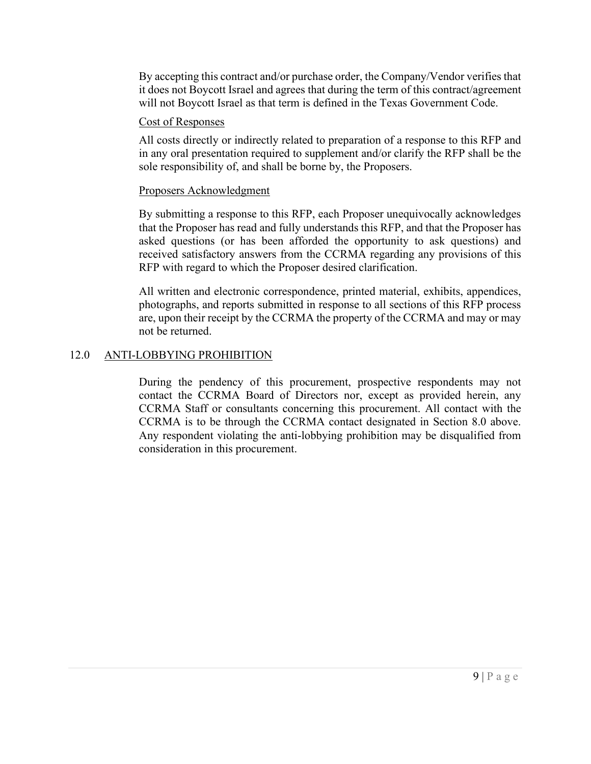By accepting this contract and/or purchase order, the Company/Vendor verifies that it does not Boycott Israel and agrees that during the term of this contract/agreement will not Boycott Israel as that term is defined in the Texas Government Code.

Cost of Responses

All costs directly or indirectly related to preparation of a response to this RFP and in any oral presentation required to supplement and/or clarify the RFP shall be the sole responsibility of, and shall be borne by, the Proposers.

Proposers Acknowledgment

By submitting a response to this RFP, each Proposer unequivocally acknowledges that the Proposer has read and fully understands this RFP, and that the Proposer has asked questions (or has been afforded the opportunity to ask questions) and received satisfactory answers from the CCRMA regarding any provisions of this RFP with regard to which the Proposer desired clarification.

All written and electronic correspondence, printed material, exhibits, appendices, photographs, and reports submitted in response to all sections of this RFP process are, upon their receipt by the CCRMA the property of the CCRMA and may or may not be returned.

## 12.0 ANTI-LOBBYING PROHIBITION

During the pendency of this procurement, prospective respondents may not contact the CCRMA Board of Directors nor, except as provided herein, any CCRMA Staff or consultants concerning this procurement. All contact with the CCRMA is to be through the CCRMA contact designated in Section 8.0 above. Any respondent violating the anti-lobbying prohibition may be disqualified from consideration in this procurement.